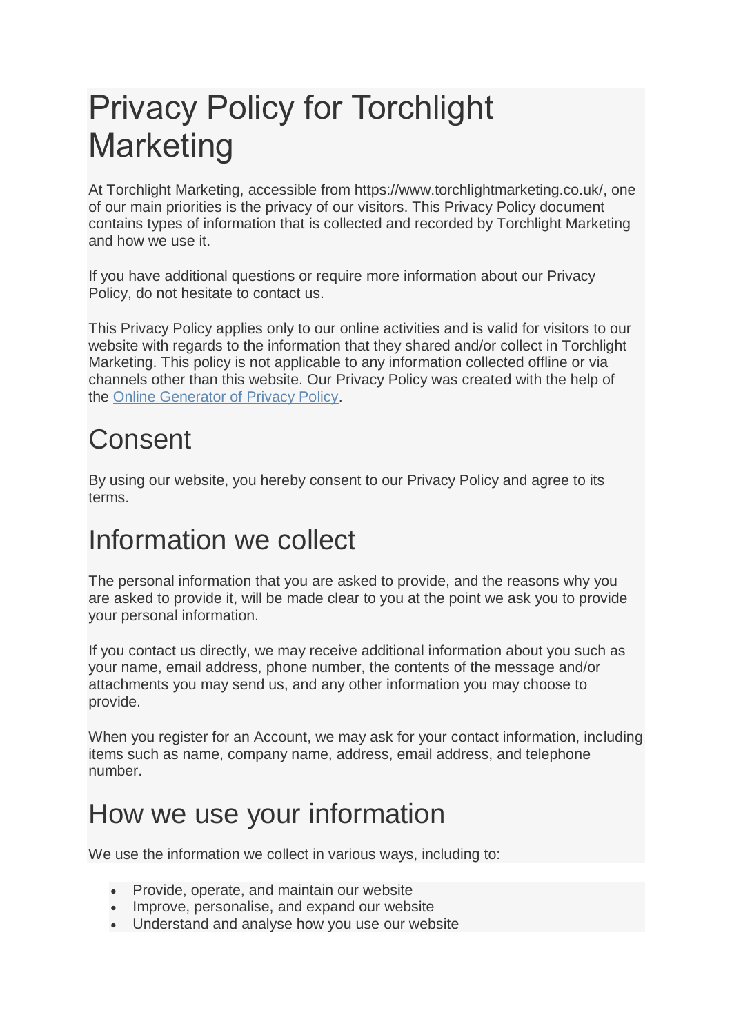# Privacy Policy for Torchlight Marketing

At Torchlight Marketing, accessible from https://www.torchlightmarketing.co.uk/, one of our main priorities is the privacy of our visitors. This Privacy Policy document contains types of information that is collected and recorded by Torchlight Marketing and how we use it.

If you have additional questions or require more information about our Privacy Policy, do not hesitate to contact us.

This Privacy Policy applies only to our online activities and is valid for visitors to our website with regards to the information that they shared and/or collect in Torchlight Marketing. This policy is not applicable to any information collected offline or via channels other than this website. Our Privacy Policy was created with the help of the Online Generator of Privacy Policy.

# Consent

By using our website, you hereby consent to our Privacy Policy and agree to its terms.

# Information we collect

The personal information that you are asked to provide, and the reasons why you are asked to provide it, will be made clear to you at the point we ask you to provide your personal information.

If you contact us directly, we may receive additional information about you such as your name, email address, phone number, the contents of the message and/or attachments you may send us, and any other information you may choose to provide.

When you register for an Account, we may ask for your contact information, including items such as name, company name, address, email address, and telephone number.

# How we use your information

We use the information we collect in various ways, including to:

- Provide, operate, and maintain our website
- Improve, personalise, and expand our website
- Understand and analyse how you use our website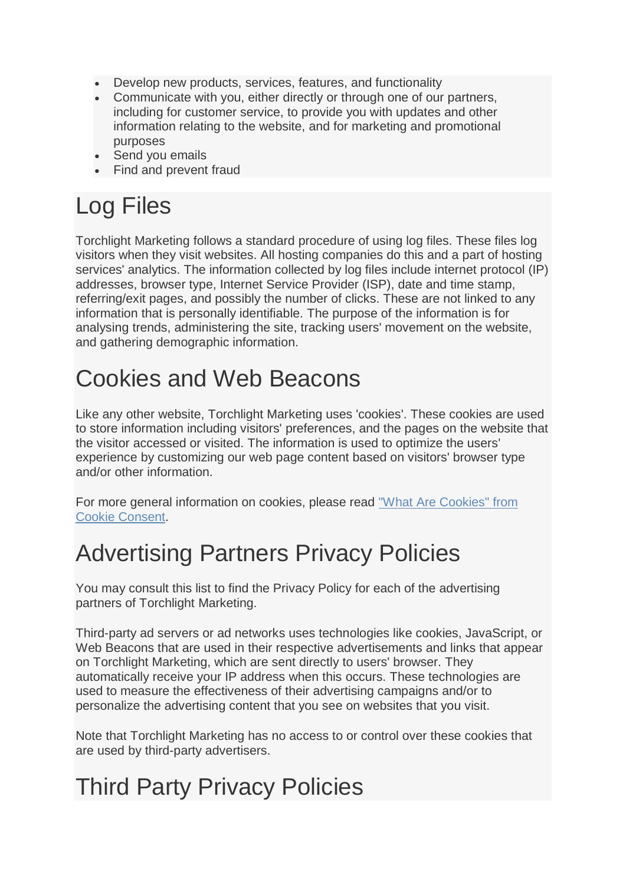- Develop new products, services, features, and functionality
- Communicate with you, either directly or through one of our partners, including for customer service, to provide you with updates and other information relating to the website, and for marketing and promotional purposes
- Send you emails
- Find and prevent fraud

# Log Files

Torchlight Marketing follows a standard procedure of using log files. These files log visitors when they visit websites. All hosting companies do this and a part of hosting services' analytics. The information collected by log files include internet protocol (IP) addresses, browser type, Internet Service Provider (ISP), date and time stamp, referring/exit pages, and possibly the number of clicks. These are not linked to any information that is personally identifiable. The purpose of the information is for analysing trends, administering the site, tracking users' movement on the website, and gathering demographic information.

# Cookies and Web Beacons

Like any other website, Torchlight Marketing uses 'cookies'. These cookies are used to store information including visitors' preferences, and the pages on the website that the visitor accessed or visited. The information is used to optimize the users' experience by customizing our web page content based on visitors' browser type and/or other information.

For more general information on cookies, please read "What Are Cookies" from Cookie Consent.

# Advertising Partners Privacy Policies

You may consult this list to find the Privacy Policy for each of the advertising partners of Torchlight Marketing.

Third-party ad servers or ad networks uses technologies like cookies, JavaScript, or Web Beacons that are used in their respective advertisements and links that appear on Torchlight Marketing, which are sent directly to users' browser. They automatically receive your IP address when this occurs. These technologies are used to measure the effectiveness of their advertising campaigns and/or to personalize the advertising content that you see on websites that you visit.

Note that Torchlight Marketing has no access to or control over these cookies that are used by third-party advertisers.

# Third Party Privacy Policies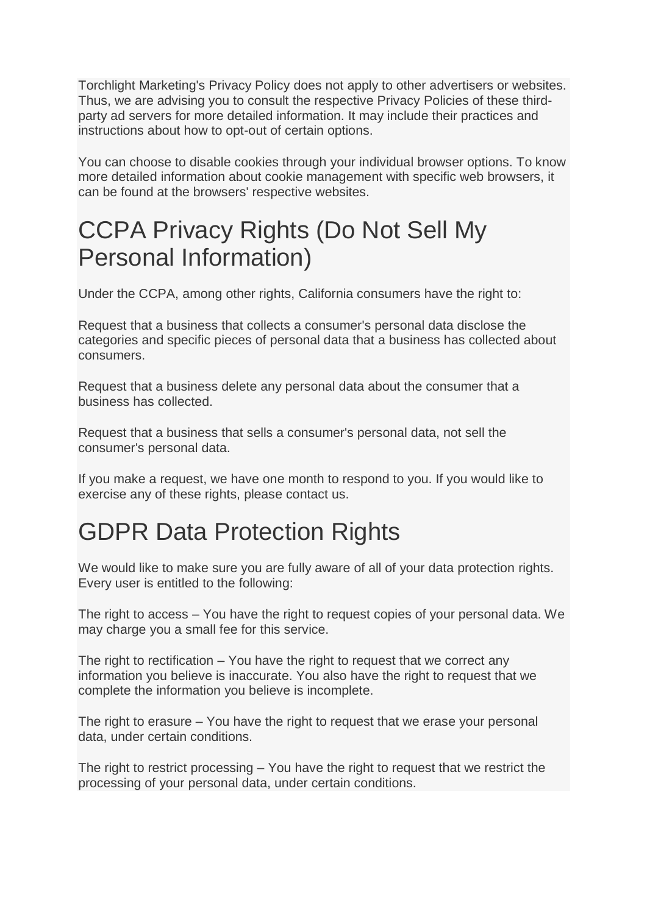Torchlight Marketing's Privacy Policy does not apply to other advertisers or websites. Thus, we are advising you to consult the respective Privacy Policies of these third-party ad servers for more detailed information. It may include their practices and instructions about how to opt-out of certain options.

You can choose to disable cookies through your individual browser options. To know more detailed information about cookie management with specific web browsers, it can be found at the browsers' respective websites.

# CCPA Privacy Rights (Do Not Sell My Personal Information)

Under the CCPA, among other rights, California consumers have the right to:

Request that a business that collects a consumer's personal data disclose the categories and specific pieces of personal data that a business has collected about consumers.

Request that a business delete any personal data about the consumer that a business has collected.

Request that a business that sells a consumer's personal data, not sell the consumer's personal data.

If you make a request, we have one month to respond to you. If you would like to exercise any of these rights, please contact us.

# GDPR Data Protection Rights

We would like to make sure you are fully aware of all of your data protection rights. Every user is entitled to the following:

The right to access – You have the right to request copies of your personal data. We may charge you a small fee for this service.

The right to rectification – You have the right to request that we correct any information you believe is inaccurate. You also have the right to request that we complete the information you believe is incomplete.

The right to erasure – You have the right to request that we erase your personal data, under certain conditions.

The right to restrict processing – You have the right to request that we restrict the processing of your personal data, under certain conditions.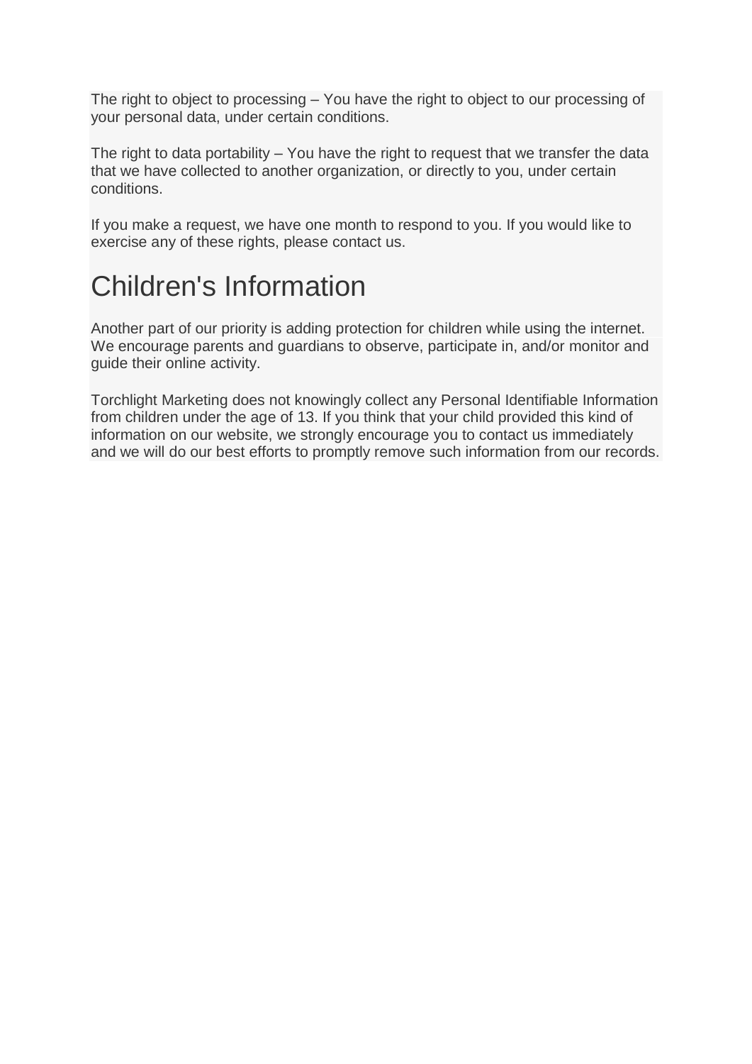The right to object to processing – You have the right to object to our processing of your personal data, under certain conditions.

The right to data portability – You have the right to request that we transfer the data that we have collected to another organization, or directly to you, under certain conditions.

If you make a request, we have one month to respond to you. If you would like to exercise any of these rights, please contact us.

# Children's Information

Another part of our priority is adding protection for children while using the internet. We encourage parents and guardians to observe, participate in, and/or monitor and guide their online activity.

Torchlight Marketing does not knowingly collect any Personal Identifiable Information from children under the age of 13. If you think that your child provided this kind of information on our website, we strongly encourage you to contact us immediately and we will do our best efforts to promptly remove such information from our records.